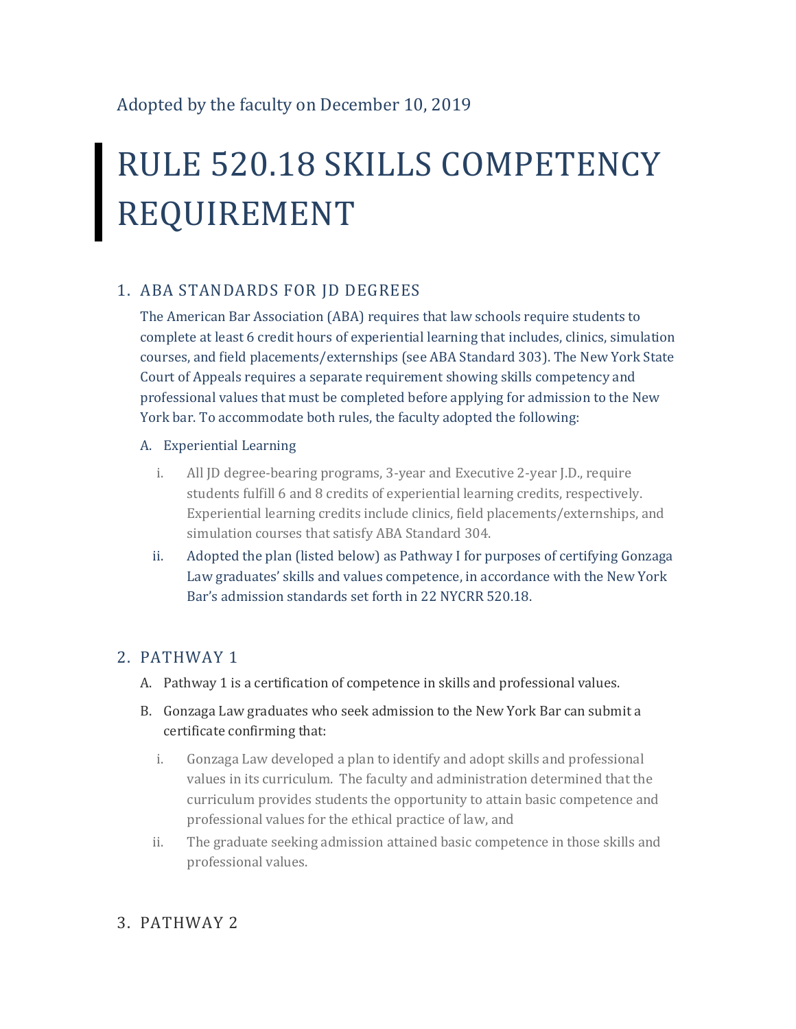Adopted by the faculty on December 10, 2019

# RULE 520.18 SKILLS COMPETENCY REQUIREMENT

## 1. ABA STANDARDS FOR JD DEGREES

The American Bar Association (ABA) requires that law schools require students to complete at least 6 credit hours of experiential learning that includes, clinics, simulation courses, and field placements/externships (see ABA Standard 303). The New York State Court of Appeals requires a separate requirement showing skills competency and professional values that must be completed before applying for admission to the New York bar. To accommodate both rules, the faculty adopted the following:

A. Experiential Learning

i. All JD degree-bearing programs, 3-year and Executive 2-year J.D., require students fulfill 6 and 8 credits of experiential learning credits, respectively. Experiential learning credits include clinics, field placements/externships, and simulation courses that satisfy ABA Standard 304.

ii. Adopted the plan (listed below) as Pathway I for purposes of certifying Gonzaga Law graduates' skills and values competence, in accordance with the New York Bar's admission standards set forth in 22 NYCRR 520.18.

## 2. PATHWAY 1

A. Pathway 1 is a certification of competence in skills and professional values.

B. Gonzaga Law graduates who seek admission to the New York Bar can submit a certificate confirming that:

i. Gonzaga Law developed a plan to identify and adopt skills and professional values in its curriculum. The faculty and administration determined that the curriculum provides students the opportunity to attain basic competence and professional values for the ethical practice of law, and

ii. The graduate seeking admission attained basic competence in those skills and professional values.

## 3. PATHWAY 2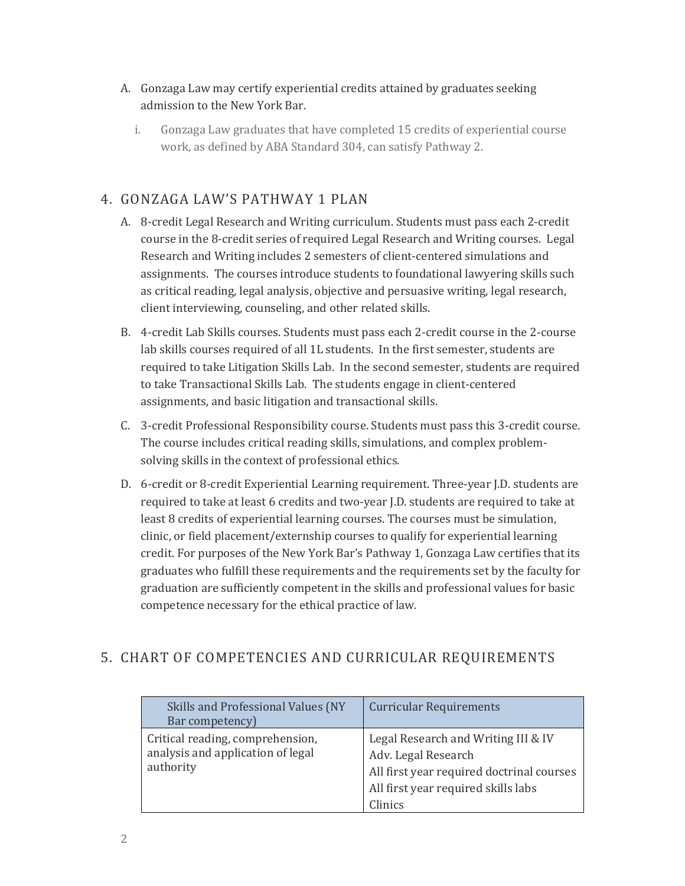A. Gonzaga Law may certify experiential credits attained by graduates seeking admission to the New York Bar.

   i. Gonzaga Law graduates that have completed 15 credits of experiential course work, as defined by ABA Standard 304, can satisfy Pathway 2.

## 4. GONZAGA LAW'S PATHWAY 1 PLAN

A. 8-credit Legal Research and Writing curriculum. Students must pass each 2-credit course in the 8-credit series of required Legal Research and Writing courses. Legal Research and Writing includes 2 semesters of client-centered simulations and assignments. The courses introduce students to foundational lawyering skills such as critical reading, legal analysis, objective and persuasive writing, legal research, client interviewing, counseling, and other related skills.

B. 4-credit Lab Skills courses. Students must pass each 2-credit course in the 2-course lab skills courses required of all 1L students. In the first semester, students are required to take Litigation Skills Lab. In the second semester, students are required to take Transactional Skills Lab. The students engage in client-centered assignments, and basic litigation and transactional skills.

C. 3-credit Professional Responsibility course. Students must pass this 3-credit course. The course includes critical reading skills, simulations, and complex problem-solving skills in the context of professional ethics.

D. 6-credit or 8-credit Experiential Learning requirement. Three-year J.D. students are required to take at least 6 credits and two-year J.D. students are required to take at least 8 credits of experiential learning courses. The courses must be simulation, clinic, or field placement/externship courses to qualify for experiential learning credit. For purposes of the New York Bar's Pathway 1, Gonzaga Law certifies that its graduates who fulfill these requirements and the requirements set by the faculty for graduation are sufficiently competent in the skills and professional values for basic competence necessary for the ethical practice of law.

## 5. CHART OF COMPETENCIES AND CURRICULAR REQUIREMENTS

| Skills and Professional Values (NY Bar competency) | Curricular Requirements |
| --- | --- |
| Critical reading, comprehension, analysis and application of legal authority | Legal Research and Writing III & IV<br>Adv. Legal Research<br>All first year required doctrinal courses<br>All first year required skills labs<br>Clinics |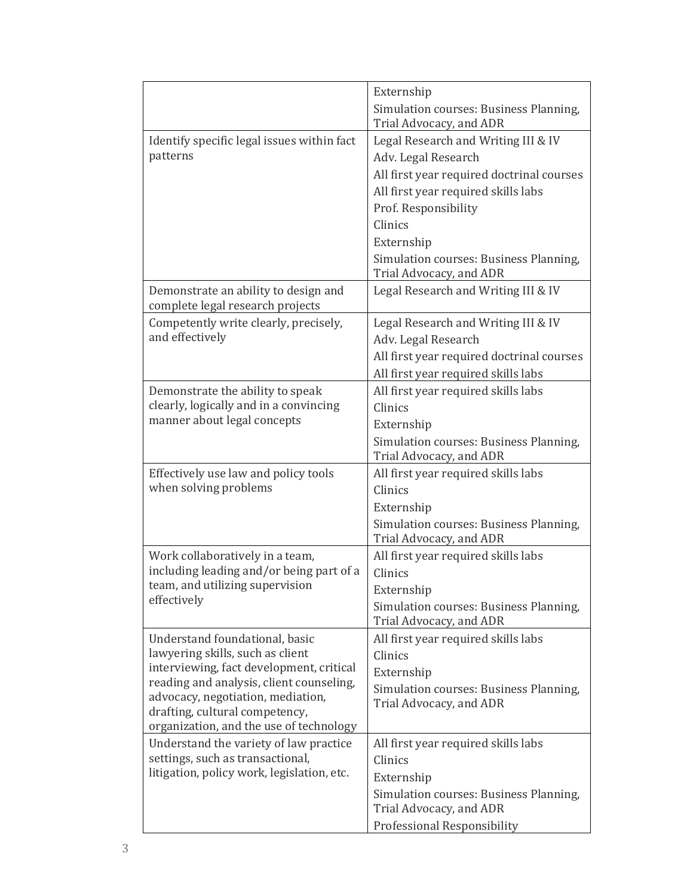| | |
|---|---|
| | Externship<br>Simulation courses: Business Planning, Trial Advocacy, and ADR |
| Identify specific legal issues within fact patterns | Legal Research and Writing III & IV<br>Adv. Legal Research<br>All first year required doctrinal courses<br>All first year required skills labs<br>Prof. Responsibility<br>Clinics<br>Externship<br>Simulation courses: Business Planning, Trial Advocacy, and ADR |
| Demonstrate an ability to design and complete legal research projects | Legal Research and Writing III & IV |
| Competently write clearly, precisely, and effectively | Legal Research and Writing III & IV<br>Adv. Legal Research<br>All first year required doctrinal courses<br>All first year required skills labs |
| Demonstrate the ability to speak clearly, logically and in a convincing manner about legal concepts | All first year required skills labs<br>Clinics<br>Externship<br>Simulation courses: Business Planning, Trial Advocacy, and ADR |
| Effectively use law and policy tools when solving problems | All first year required skills labs<br>Clinics<br>Externship<br>Simulation courses: Business Planning, Trial Advocacy, and ADR |
| Work collaboratively in a team, including leading and/or being part of a team, and utilizing supervision effectively | All first year required skills labs<br>Clinics<br>Externship<br>Simulation courses: Business Planning, Trial Advocacy, and ADR |
| Understand foundational, basic lawyering skills, such as client interviewing, fact development, critical reading and analysis, client counseling, advocacy, negotiation, mediation, drafting, cultural competency, organization, and the use of technology | All first year required skills labs<br>Clinics<br>Externship<br>Simulation courses: Business Planning, Trial Advocacy, and ADR |
| Understand the variety of law practice settings, such as transactional, litigation, policy work, legislation, etc. | All first year required skills labs<br>Clinics<br>Externship<br>Simulation courses: Business Planning, Trial Advocacy, and ADR<br>Professional Responsibility |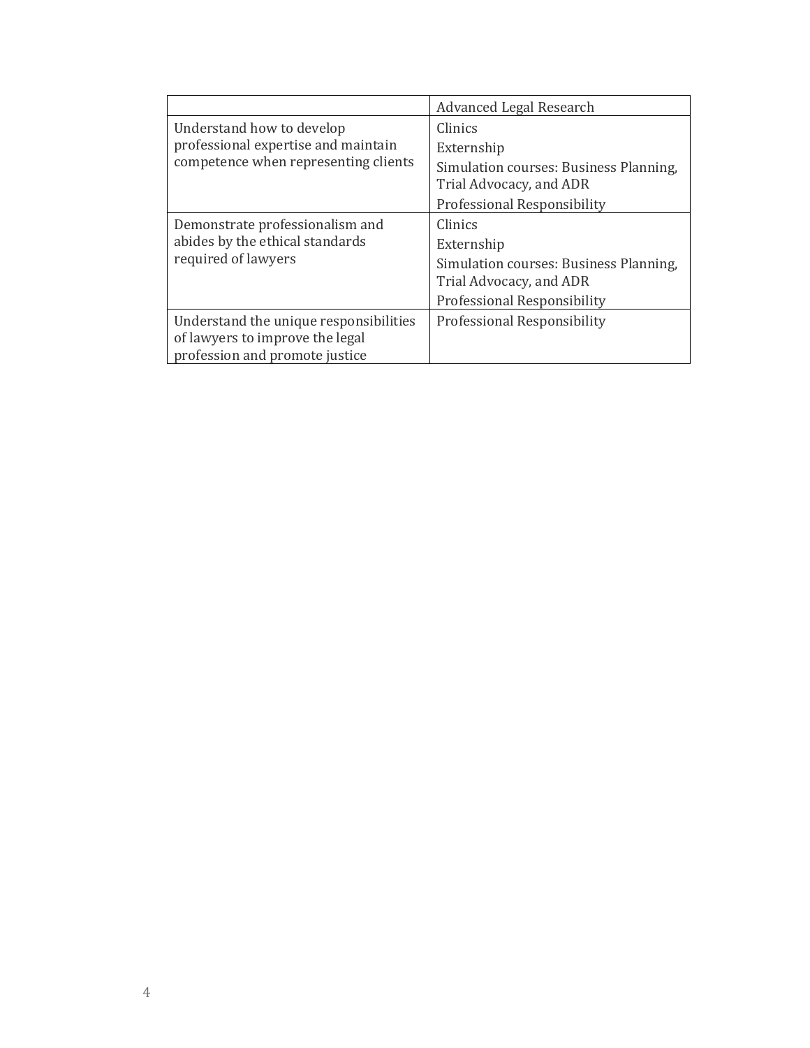| | |
|---|---|
| | Advanced Legal Research |
| Understand how to develop professional expertise and maintain competence when representing clients | Clinics<br>Externship<br>Simulation courses: Business Planning, Trial Advocacy, and ADR<br>Professional Responsibility |
| Demonstrate professionalism and abides by the ethical standards required of lawyers | Clinics<br>Externship<br>Simulation courses: Business Planning, Trial Advocacy, and ADR<br>Professional Responsibility |
| Understand the unique responsibilities of lawyers to improve the legal profession and promote justice | Professional Responsibility |